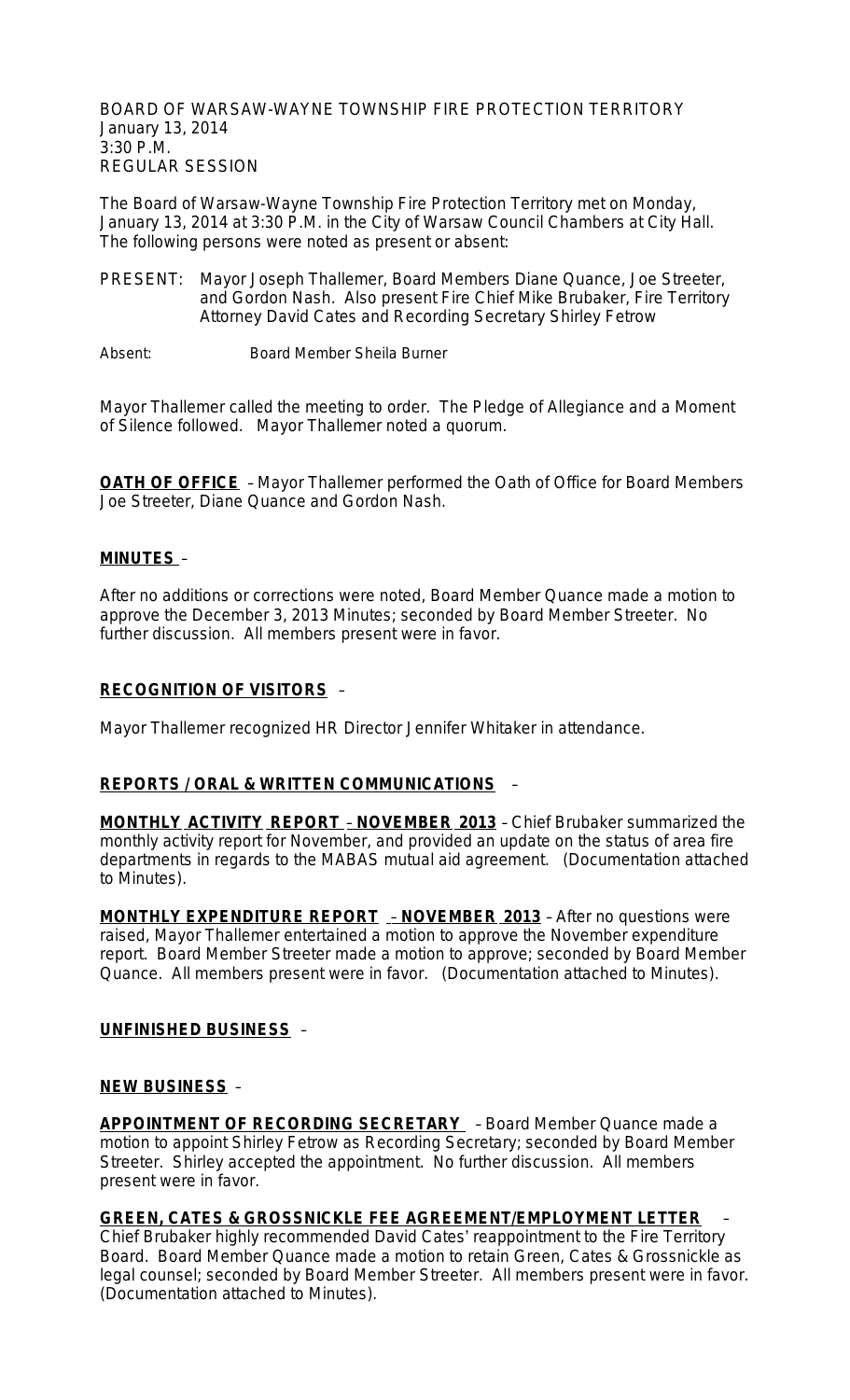BOARD OF WARSAW-WAYNE TOWNSHIP FIRE PROTECTION TERRITORY
January 13, 2014
3:30 P.M.
REGULAR SESSION

The Board of Warsaw-Wayne Township Fire Protection Territory met on Monday, January 13, 2014 at 3:30 P.M. in the City of Warsaw Council Chambers at City Hall. The following persons were noted as present or absent:

PRESENT: Mayor Joseph Thallemer, Board Members Diane Quance, Joe Streeter, and Gordon Nash. Also present Fire Chief Mike Brubaker, Fire Territory Attorney David Cates and Recording Secretary Shirley Fetrow

Absent: Board Member Sheila Burner

Mayor Thallemer called the meeting to order. The Pledge of Allegiance and a Moment of Silence followed. Mayor Thallemer noted a quorum.

**OATH OF OFFICE** – Mayor Thallemer performed the Oath of Office for Board Members Joe Streeter, Diane Quance and Gordon Nash.

**MINUTES** –

After no additions or corrections were noted, Board Member Quance made a motion to approve the December 3, 2013 Minutes; seconded by Board Member Streeter. No further discussion. All members present were in favor.

**RECOGNITION OF VISITORS** –

Mayor Thallemer recognized HR Director Jennifer Whitaker in attendance.

**REPORTS / ORAL & WRITTEN COMMUNICATIONS** –

**MONTHLY ACTIVITY REPORT – NOVEMBER 2013** – Chief Brubaker summarized the monthly activity report for November, and provided an update on the status of area fire departments in regards to the MABAS mutual aid agreement. (Documentation attached to Minutes).

**MONTHLY EXPENDITURE REPORT – NOVEMBER 2013** – After no questions were raised, Mayor Thallemer entertained a motion to approve the November expenditure report. Board Member Streeter made a motion to approve; seconded by Board Member Quance. All members present were in favor. (Documentation attached to Minutes).

**UNFINISHED BUSINESS** –

**NEW BUSINESS** –

**APPOINTMENT OF RECORDING SECRETARY** – Board Member Quance made a motion to appoint Shirley Fetrow as Recording Secretary; seconded by Board Member Streeter. Shirley accepted the appointment. No further discussion. All members present were in favor.

**GREEN, CATES & GROSSNICKLE FEE AGREEMENT/EMPLOYMENT LETTER** – Chief Brubaker highly recommended David Cates' reappointment to the Fire Territory Board. Board Member Quance made a motion to retain Green, Cates & Grossnickle as legal counsel; seconded by Board Member Streeter. All members present were in favor. (Documentation attached to Minutes).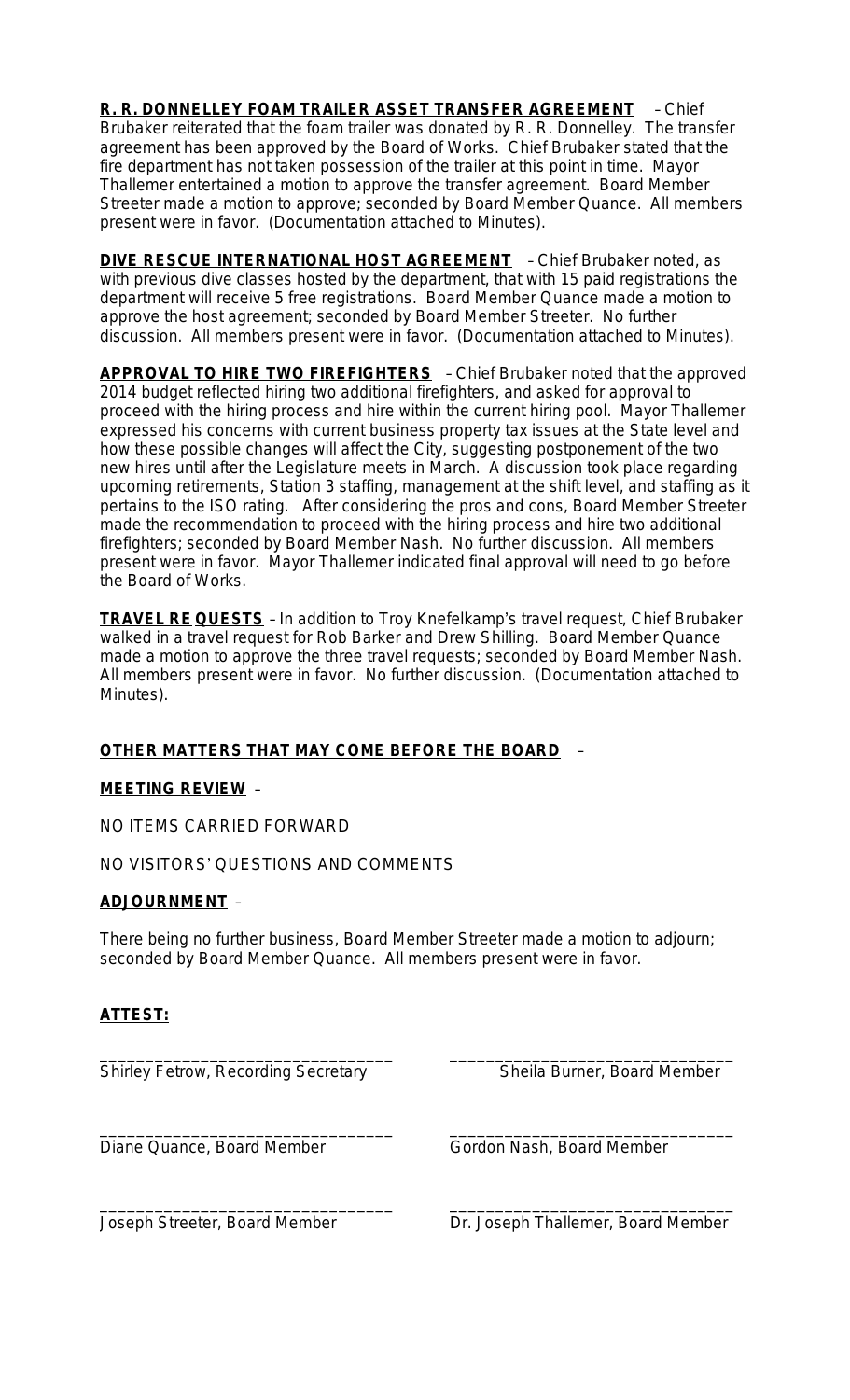**R. R. DONNELLEY FOAM TRAILER ASSET TRANSFER AGREEMENT** – Chief Brubaker reiterated that the foam trailer was donated by R. R. Donnelley. The transfer agreement has been approved by the Board of Works. Chief Brubaker stated that the fire department has not taken possession of the trailer at this point in time. Mayor Thallemer entertained a motion to approve the transfer agreement. Board Member Streeter made a motion to approve; seconded by Board Member Quance. All members present were in favor. (Documentation attached to Minutes).

**DIVE RESCUE INTERNATIONAL HOST AGREEMENT** – Chief Brubaker noted, as with previous dive classes hosted by the department, that with 15 paid registrations the department will receive 5 free registrations. Board Member Quance made a motion to approve the host agreement; seconded by Board Member Streeter. No further discussion. All members present were in favor. (Documentation attached to Minutes).

**APPROVAL TO HIRE TWO FIREFIGHTERS** – Chief Brubaker noted that the approved 2014 budget reflected hiring two additional firefighters, and asked for approval to proceed with the hiring process and hire within the current hiring pool. Mayor Thallemer expressed his concerns with current business property tax issues at the State level and how these possible changes will affect the City, suggesting postponement of the two new hires until after the Legislature meets in March. A discussion took place regarding upcoming retirements, Station 3 staffing, management at the shift level, and staffing as it pertains to the ISO rating. After considering the pros and cons, Board Member Streeter made the recommendation to proceed with the hiring process and hire two additional firefighters; seconded by Board Member Nash. No further discussion. All members present were in favor. Mayor Thallemer indicated final approval will need to go before the Board of Works.

**TRAVEL REQUESTS** – In addition to Troy Knefelkamp's travel request, Chief Brubaker walked in a travel request for Rob Barker and Drew Shilling. Board Member Quance made a motion to approve the three travel requests; seconded by Board Member Nash. All members present were in favor. No further discussion. (Documentation attached to Minutes).

**OTHER MATTERS THAT MAY COME BEFORE THE BOARD** –

**MEETING REVIEW** –

NO ITEMS CARRIED FORWARD

NO VISITORS' QUESTIONS AND COMMENTS

**ADJOURNMENT** –

There being no further business, Board Member Streeter made a motion to adjourn; seconded by Board Member Quance. All members present were in favor.

**ATTEST:**

| | |
|---|---|
| ______________________________ Shirley Fetrow, Recording Secretary | ______________________________ Sheila Burner, Board Member |
| ______________________________ Diane Quance, Board Member | ______________________________ Gordon Nash, Board Member |
| ______________________________ Joseph Streeter, Board Member | ______________________________ Dr. Joseph Thallemer, Board Member |